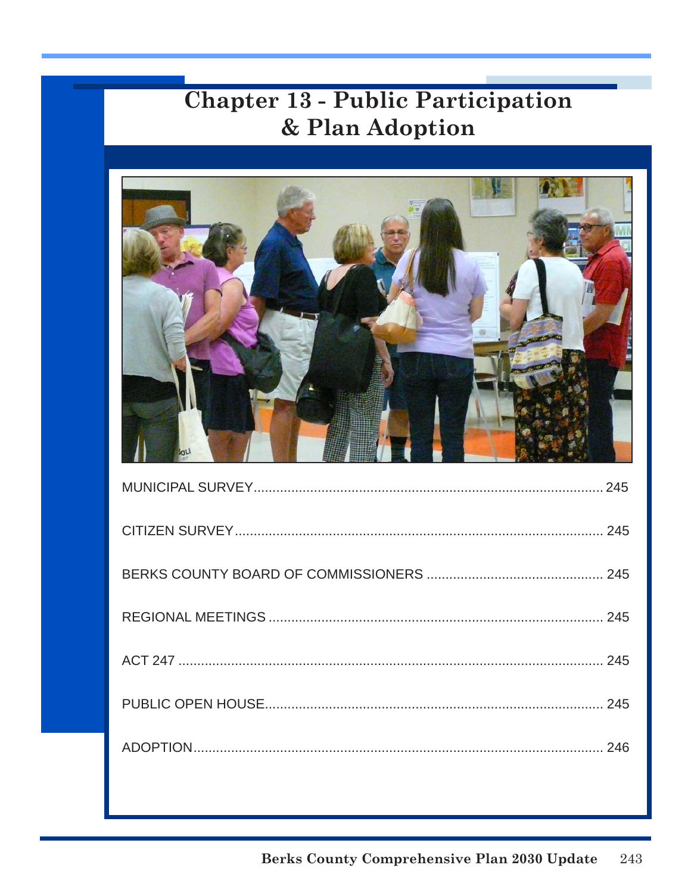# Chapter 13 - Public Participation & Plan Adoption

| | |
|---|---|
| MUNICIPAL SURVEY | 245 |
| CITIZEN SURVEY | 245 |
| BERKS COUNTY BOARD OF COMMISSIONERS | 245 |
| REGIONAL MEETINGS | 245 |
| ACT 247 | 245 |
| PUBLIC OPEN HOUSE | 245 |
| ADOPTION | 246 |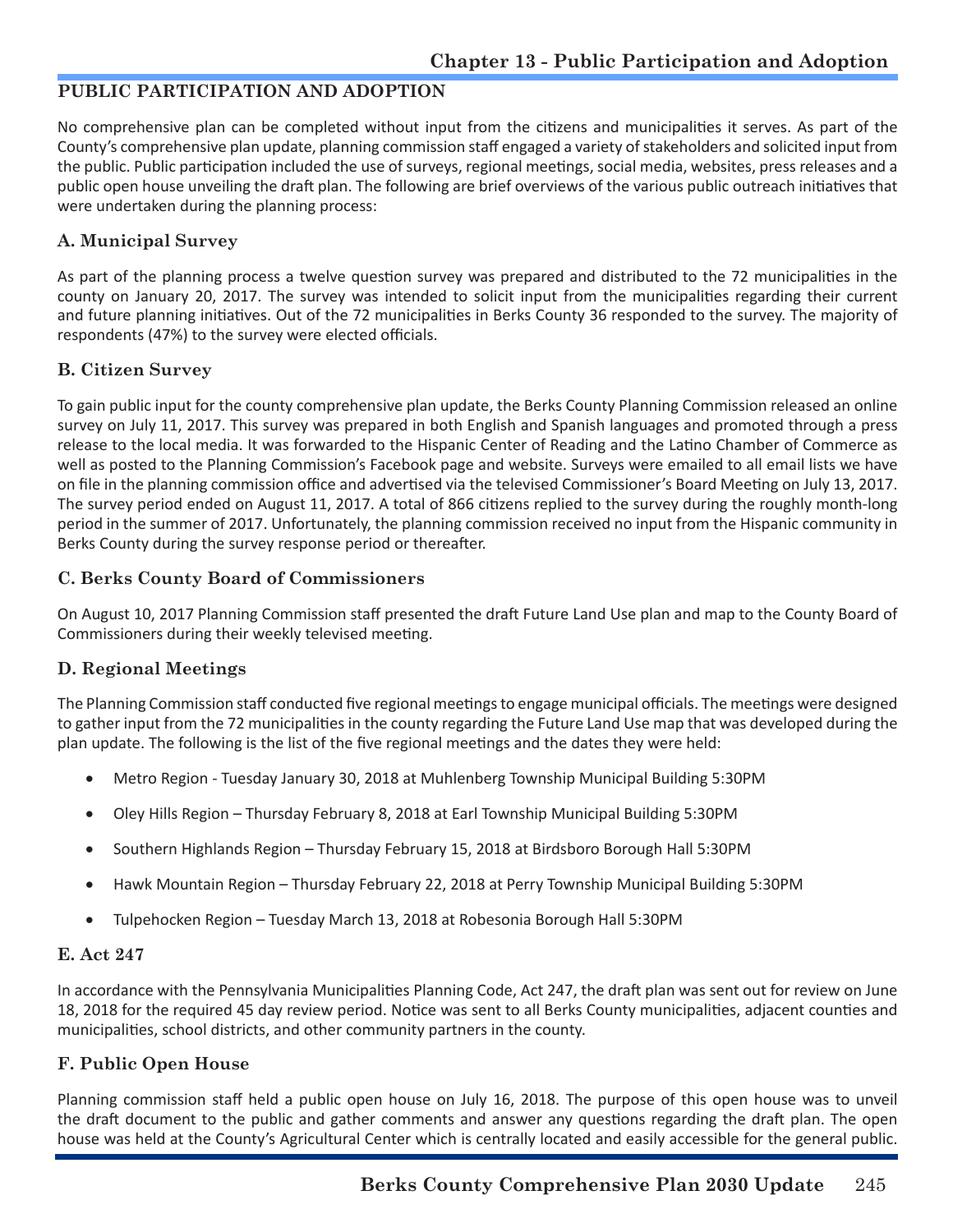## PUBLIC PARTICIPATION AND ADOPTION

No comprehensive plan can be completed without input from the citizens and municipalities it serves. As part of the County's comprehensive plan update, planning commission staff engaged a variety of stakeholders and solicited input from the public. Public participation included the use of surveys, regional meetings, social media, websites, press releases and a public open house unveiling the draft plan. The following are brief overviews of the various public outreach initiatives that were undertaken during the planning process:

### A. Municipal Survey

As part of the planning process a twelve question survey was prepared and distributed to the 72 municipalities in the county on January 20, 2017. The survey was intended to solicit input from the municipalities regarding their current and future planning initiatives. Out of the 72 municipalities in Berks County 36 responded to the survey. The majority of respondents (47%) to the survey were elected officials.

### B. Citizen Survey

To gain public input for the county comprehensive plan update, the Berks County Planning Commission released an online survey on July 11, 2017. This survey was prepared in both English and Spanish languages and promoted through a press release to the local media. It was forwarded to the Hispanic Center of Reading and the Latino Chamber of Commerce as well as posted to the Planning Commission's Facebook page and website. Surveys were emailed to all email lists we have on file in the planning commission office and advertised via the televised Commissioner's Board Meeting on July 13, 2017. The survey period ended on August 11, 2017. A total of 866 citizens replied to the survey during the roughly month-long period in the summer of 2017. Unfortunately, the planning commission received no input from the Hispanic community in Berks County during the survey response period or thereafter.

### C. Berks County Board of Commissioners

On August 10, 2017 Planning Commission staff presented the draft Future Land Use plan and map to the County Board of Commissioners during their weekly televised meeting.

### D. Regional Meetings

The Planning Commission staff conducted five regional meetings to engage municipal officials. The meetings were designed to gather input from the 72 municipalities in the county regarding the Future Land Use map that was developed during the plan update. The following is the list of the five regional meetings and the dates they were held:

- Metro Region - Tuesday January 30, 2018 at Muhlenberg Township Municipal Building 5:30PM
- Oley Hills Region – Thursday February 8, 2018 at Earl Township Municipal Building 5:30PM
- Southern Highlands Region – Thursday February 15, 2018 at Birdsboro Borough Hall 5:30PM
- Hawk Mountain Region – Thursday February 22, 2018 at Perry Township Municipal Building 5:30PM
- Tulpehocken Region – Tuesday March 13, 2018 at Robesonia Borough Hall 5:30PM

### E. Act 247

In accordance with the Pennsylvania Municipalities Planning Code, Act 247, the draft plan was sent out for review on June 18, 2018 for the required 45 day review period. Notice was sent to all Berks County municipalities, adjacent counties and municipalities, school districts, and other community partners in the county.

### F. Public Open House

Planning commission staff held a public open house on July 16, 2018. The purpose of this open house was to unveil the draft document to the public and gather comments and answer any questions regarding the draft plan. The open house was held at the County's Agricultural Center which is centrally located and easily accessible for the general public.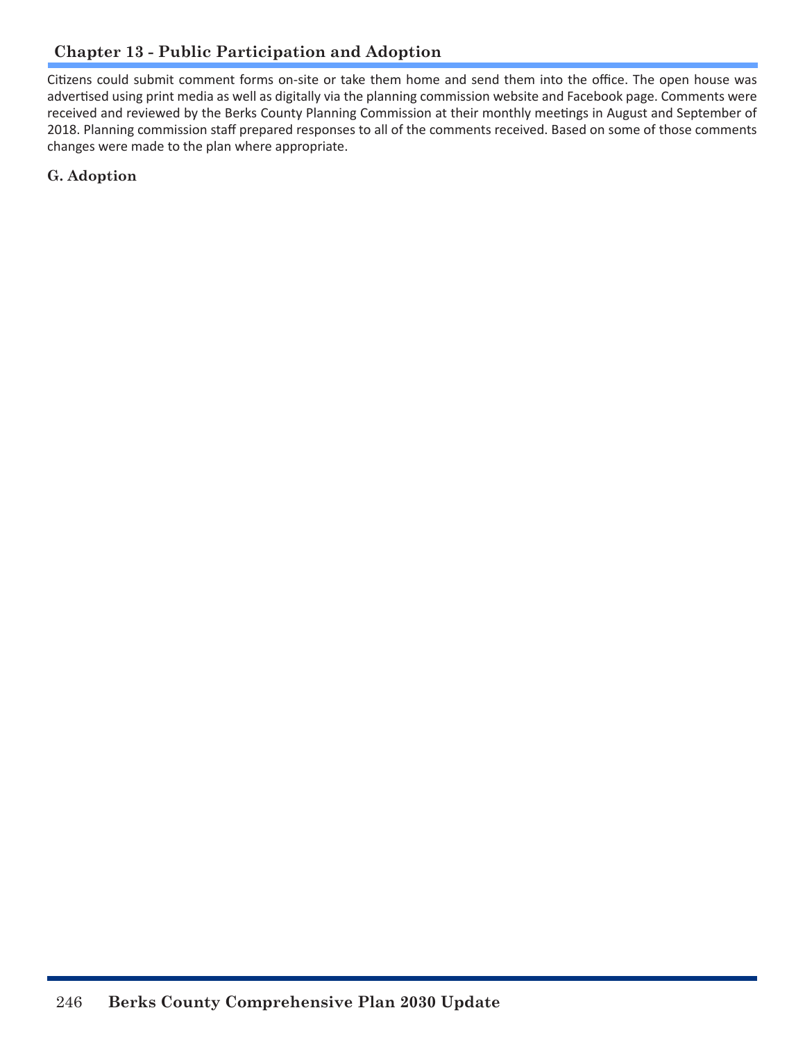Citizens could submit comment forms on-site or take them home and send them into the office. The open house was advertised using print media as well as digitally via the planning commission website and Facebook page. Comments were received and reviewed by the Berks County Planning Commission at their monthly meetings in August and September of 2018. Planning commission staff prepared responses to all of the comments received. Based on some of those comments changes were made to the plan where appropriate.

### G. Adoption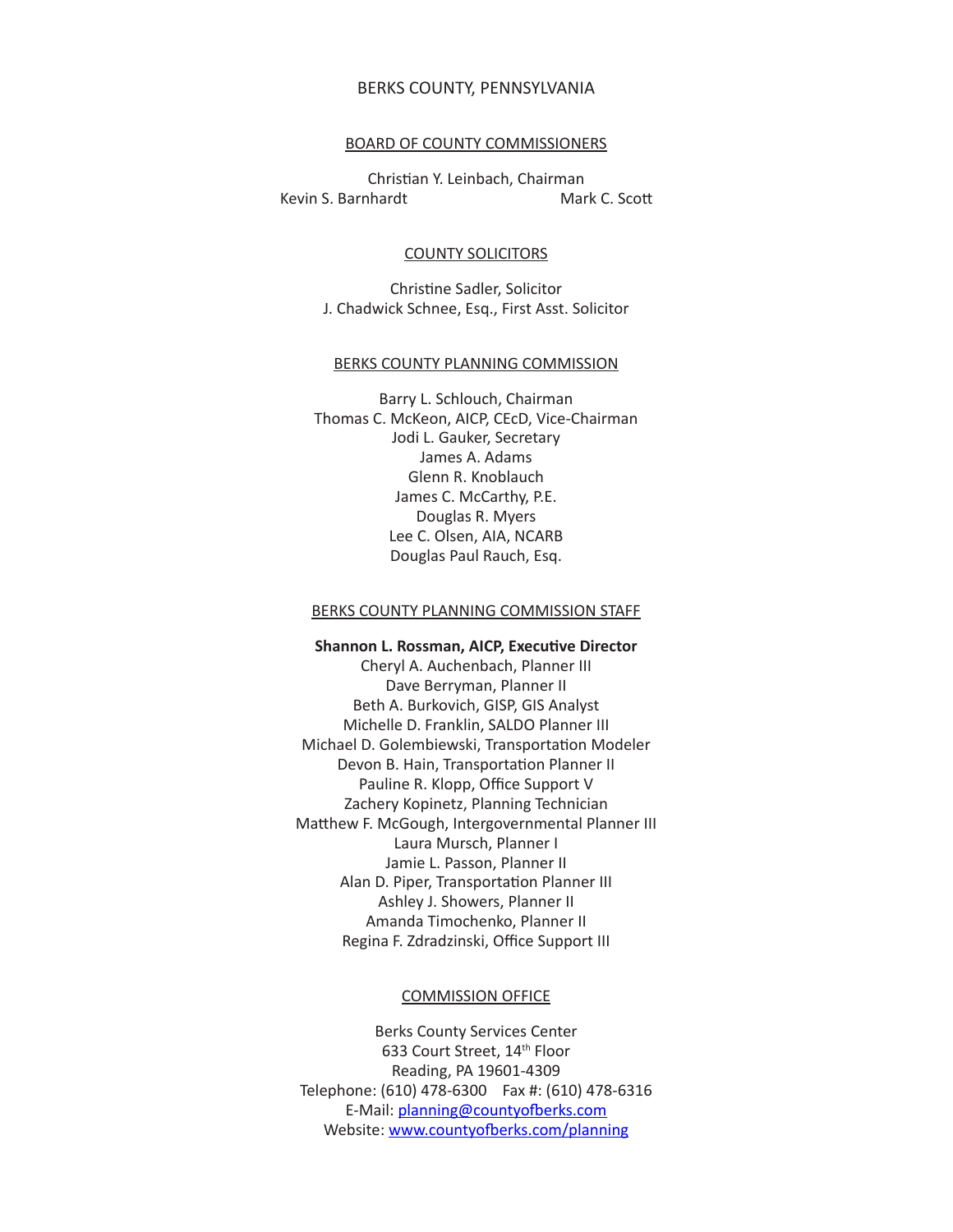# BERKS COUNTY, PENNSYLVANIA

## BOARD OF COUNTY COMMISSIONERS

Christian Y. Leinbach, Chairman
Kevin S. Barnhardt
Mark C. Scott

## COUNTY SOLICITORS

Christine Sadler, Solicitor
J. Chadwick Schnee, Esq., First Asst. Solicitor

## BERKS COUNTY PLANNING COMMISSION

Barry L. Schlouch, Chairman
Thomas C. McKeon, AICP, CEcD, Vice-Chairman
Jodi L. Gauker, Secretary
James A. Adams
Glenn R. Knoblauch
James C. McCarthy, P.E.
Douglas R. Myers
Lee C. Olsen, AIA, NCARB
Douglas Paul Rauch, Esq.

## BERKS COUNTY PLANNING COMMISSION STAFF

**Shannon L. Rossman, AICP, Executive Director**
Cheryl A. Auchenbach, Planner III
Dave Berryman, Planner II
Beth A. Burkovich, GISP, GIS Analyst
Michelle D. Franklin, SALDO Planner III
Michael D. Golembiewski, Transportation Modeler
Devon B. Hain, Transportation Planner II
Pauline R. Klopp, Office Support V
Zachery Kopinetz, Planning Technician
Matthew F. McGough, Intergovernmental Planner III
Laura Mursch, Planner I
Jamie L. Passon, Planner II
Alan D. Piper, Transportation Planner III
Ashley J. Showers, Planner II
Amanda Timochenko, Planner II
Regina F. Zdradzinski, Office Support III

## COMMISSION OFFICE

Berks County Services Center
633 Court Street, 14th Floor
Reading, PA 19601-4309
Telephone: (610) 478-6300 Fax #: (610) 478-6316
E-Mail: planning@countyofberks.com
Website: www.countyofberks.com/planning